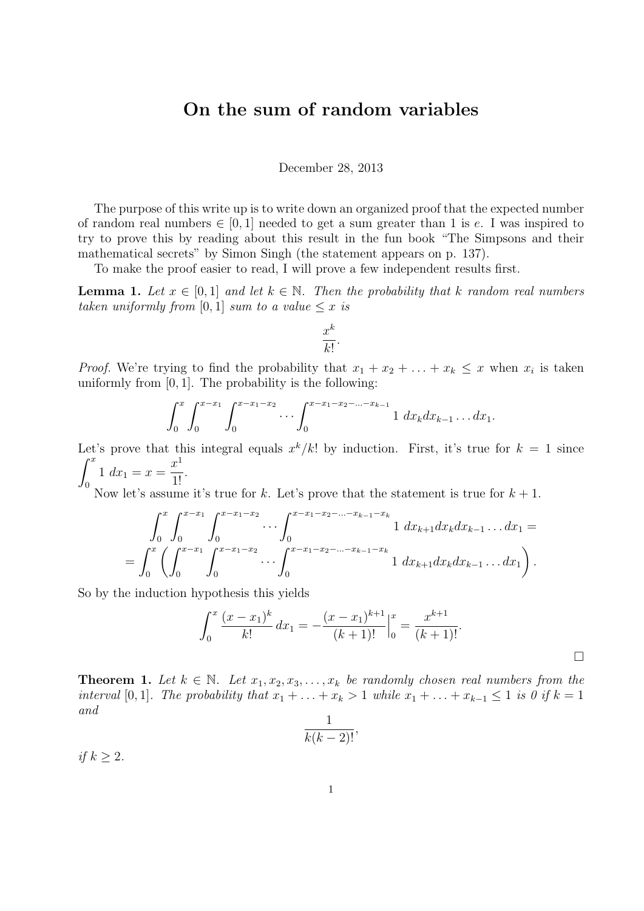# On the sum of random variables

December 28, 2013

The purpose of this write up is to write down an organized proof that the expected number of random real numbers $\in [0,1]$ needed to get a sum greater than 1 is $e$. I was inspired to try to prove this by reading about this result in the fun book "The Simpsons and their mathematical secrets" by Simon Singh (the statement appears on p. 137).

To make the proof easier to read, I will prove a few independent results first.

**Lemma 1.** *Let $x \in [0,1]$ and let $k \in \mathbb{N}$. Then the probability that $k$ random real numbers taken uniformly from $[0,1]$ sum to a value $\leq x$ is*

$$\frac{x^k}{k!}.$$

*Proof.* We're trying to find the probability that $x_1 + x_2 + \ldots + x_k \leq x$ when $x_i$ is taken uniformly from $[0,1]$. The probability is the following:

$$\int_0^x \int_0^{x-x_1} \int_0^{x-x_1-x_2} \cdots \int_0^{x-x_1-x_2-\ldots-x_{k-1}} 1 \; dx_k dx_{k-1} \ldots dx_1.$$

Let's prove that this integral equals $x^k/k!$ by induction. First, it's true for $k=1$ since $\displaystyle\int_0^x 1 \; dx_1 = x = \frac{x^1}{1!}$.

Now let's assume it's true for $k$. Let's prove that the statement is true for $k+1$.

$$\int_0^x \int_0^{x-x_1} \int_0^{x-x_1-x_2} \cdots \int_0^{x-x_1-x_2-\ldots-x_{k-1}-x_k} 1 \; dx_{k+1} dx_k dx_{k-1} \ldots dx_1 =$$

$$= \int_0^x \left( \int_0^{x-x_1} \int_0^{x-x_1-x_2} \cdots \int_0^{x-x_1-x_2-\ldots-x_{k-1}-x_k} 1 \; dx_{k+1} dx_k dx_{k-1} \ldots dx_1 \right).$$

So by the induction hypothesis this yields

$$\int_0^x \frac{(x-x_1)^k}{k!} \, dx_1 = -\frac{(x-x_1)^{k+1}}{(k+1)!}\Big|_0^x = \frac{x^{k+1}}{(k+1)!}.$$

□

**Theorem 1.** *Let $k \in \mathbb{N}$. Let $x_1, x_2, x_3, \ldots, x_k$ be randomly chosen real numbers from the interval $[0,1]$. The probability that $x_1 + \ldots + x_k > 1$ while $x_1 + \ldots + x_{k-1} \leq 1$ is 0 if $k=1$ and*

$$\frac{1}{k(k-2)!},$$

*if $k \geq 2$.*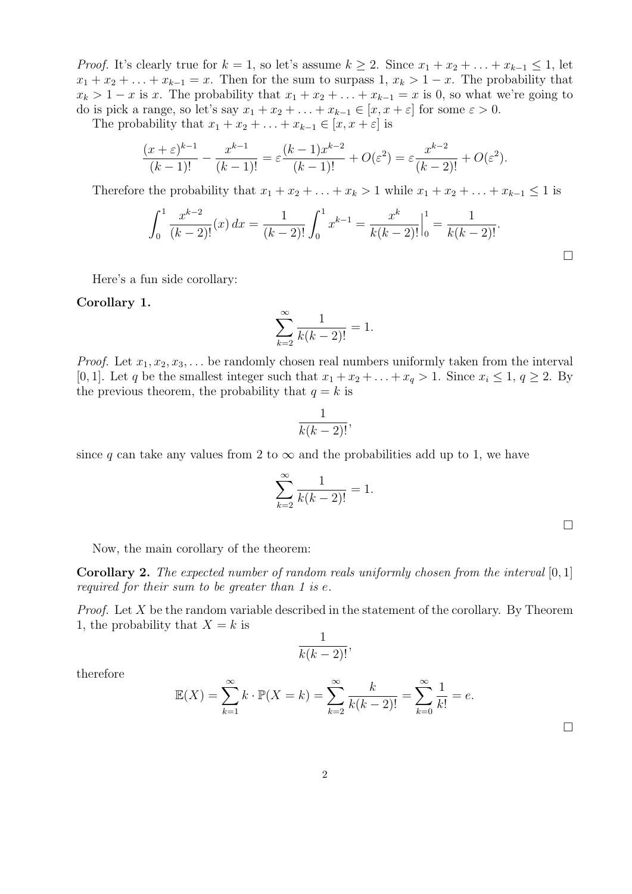*Proof.* It's clearly true for $k = 1$, so let's assume $k \geq 2$. Since $x_1 + x_2 + \ldots + x_{k-1} \leq 1$, let $x_1 + x_2 + \ldots + x_{k-1} = x$. Then for the sum to surpass 1, $x_k > 1 - x$. The probability that $x_k > 1 - x$ is $x$. The probability that $x_1 + x_2 + \ldots + x_{k-1} = x$ is 0, so what we're going to do is pick a range, so let's say $x_1 + x_2 + \ldots + x_{k-1} \in [x, x + \varepsilon]$ for some $\varepsilon > 0$.

The probability that $x_1 + x_2 + \ldots + x_{k-1} \in [x, x + \varepsilon]$ is

$$\frac{(x+\varepsilon)^{k-1}}{(k-1)!} - \frac{x^{k-1}}{(k-1)!} = \varepsilon \frac{(k-1)x^{k-2}}{(k-1)!} + O(\varepsilon^2) = \varepsilon \frac{x^{k-2}}{(k-2)!} + O(\varepsilon^2).$$

Therefore the probability that $x_1 + x_2 + \ldots + x_k > 1$ while $x_1 + x_2 + \ldots + x_{k-1} \leq 1$ is

$$\int_0^1 \frac{x^{k-2}}{(k-2)!}(x)\,dx = \frac{1}{(k-2)!}\int_0^1 x^{k-1} = \frac{x^k}{k(k-2)!}\Big|_0^1 = \frac{1}{k(k-2)!}.$$

□

Here's a fun side corollary:

**Corollary 1.**

$$\sum_{k=2}^{\infty} \frac{1}{k(k-2)!} = 1.$$

*Proof.* Let $x_1, x_2, x_3, \ldots$ be randomly chosen real numbers uniformly taken from the interval $[0, 1]$. Let $q$ be the smallest integer such that $x_1 + x_2 + \ldots + x_q > 1$. Since $x_i \leq 1$, $q \geq 2$. By the previous theorem, the probability that $q = k$ is

$$\frac{1}{k(k-2)!},$$

since $q$ can take any values from 2 to $\infty$ and the probabilities add up to 1, we have

$$\sum_{k=2}^{\infty} \frac{1}{k(k-2)!} = 1.$$

□

Now, the main corollary of the theorem:

**Corollary 2.** *The expected number of random reals uniformly chosen from the interval $[0, 1]$ required for their sum to be greater than 1 is $e$.*

*Proof.* Let $X$ be the random variable described in the statement of the corollary. By Theorem 1, the probability that $X = k$ is

$$\frac{1}{k(k-2)!},$$

therefore

$$\mathbb{E}(X) = \sum_{k=1}^{\infty} k \cdot \mathbb{P}(X = k) = \sum_{k=2}^{\infty} \frac{k}{k(k-2)!} = \sum_{k=0}^{\infty} \frac{1}{k!} = e.$$

□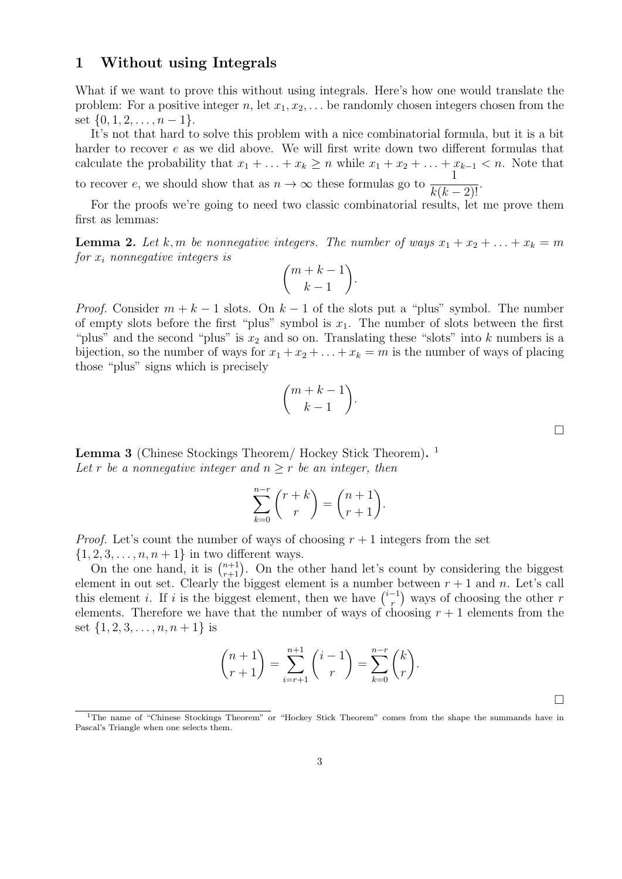## 1 Without using Integrals

What if we want to prove this without using integrals. Here's how one would translate the problem: For a positive integer $n$, let $x_1, x_2, \ldots$ be randomly chosen integers chosen from the set $\{0, 1, 2, \ldots, n-1\}$.

It's not that hard to solve this problem with a nice combinatorial formula, but it is a bit harder to recover $e$ as we did above. We will first write down two different formulas that calculate the probability that $x_1 + \ldots + x_k \geq n$ while $x_1 + x_2 + \ldots + x_{k-1} < n$. Note that to recover $e$, we should show that as $n \to \infty$ these formulas go to $\dfrac{1}{k(k-2)!}$.

For the proofs we're going to need two classic combinatorial results, let me prove them first as lemmas:

**Lemma 2.** *Let $k, m$ be nonnegative integers. The number of ways $x_1 + x_2 + \ldots + x_k = m$ for $x_i$ nonnegative integers is*

$$\binom{m+k-1}{k-1}.$$

*Proof.* Consider $m + k - 1$ slots. On $k - 1$ of the slots put a "plus" symbol. The number of empty slots before the first "plus" symbol is $x_1$. The number of slots between the first "plus" and the second "plus" is $x_2$ and so on. Translating these "slots" into $k$ numbers is a bijection, so the number of ways for $x_1 + x_2 + \ldots + x_k = m$ is the number of ways of placing those "plus" signs which is precisely

$$\binom{m+k-1}{k-1}.$$

□

**Lemma 3** (Chinese Stockings Theorem/ Hockey Stick Theorem)**.** [1]
*Let $r$ be a nonnegative integer and $n \geq r$ be an integer, then*

$$\sum_{k=0}^{n-r} \binom{r+k}{r} = \binom{n+1}{r+1}.$$

*Proof.* Let's count the number of ways of choosing $r + 1$ integers from the set $\{1, 2, 3, \ldots, n, n+1\}$ in two different ways.

On the one hand, it is $\binom{n+1}{r+1}$. On the other hand let's count by considering the biggest element in out set. Clearly the biggest element is a number between $r + 1$ and $n$. Let's call this element $i$. If $i$ is the biggest element, then we have $\binom{i-1}{r}$ ways of choosing the other $r$ elements. Therefore we have that the number of ways of choosing $r + 1$ elements from the set $\{1, 2, 3, \ldots, n, n+1\}$ is

$$\binom{n+1}{r+1} = \sum_{i=r+1}^{n+1} \binom{i-1}{r} = \sum_{k=0}^{n-r} \binom{k}{r}.$$

□

[1] The name of "Chinese Stockings Theorem" or "Hockey Stick Theorem" comes from the shape the summands have in Pascal's Triangle when one selects them.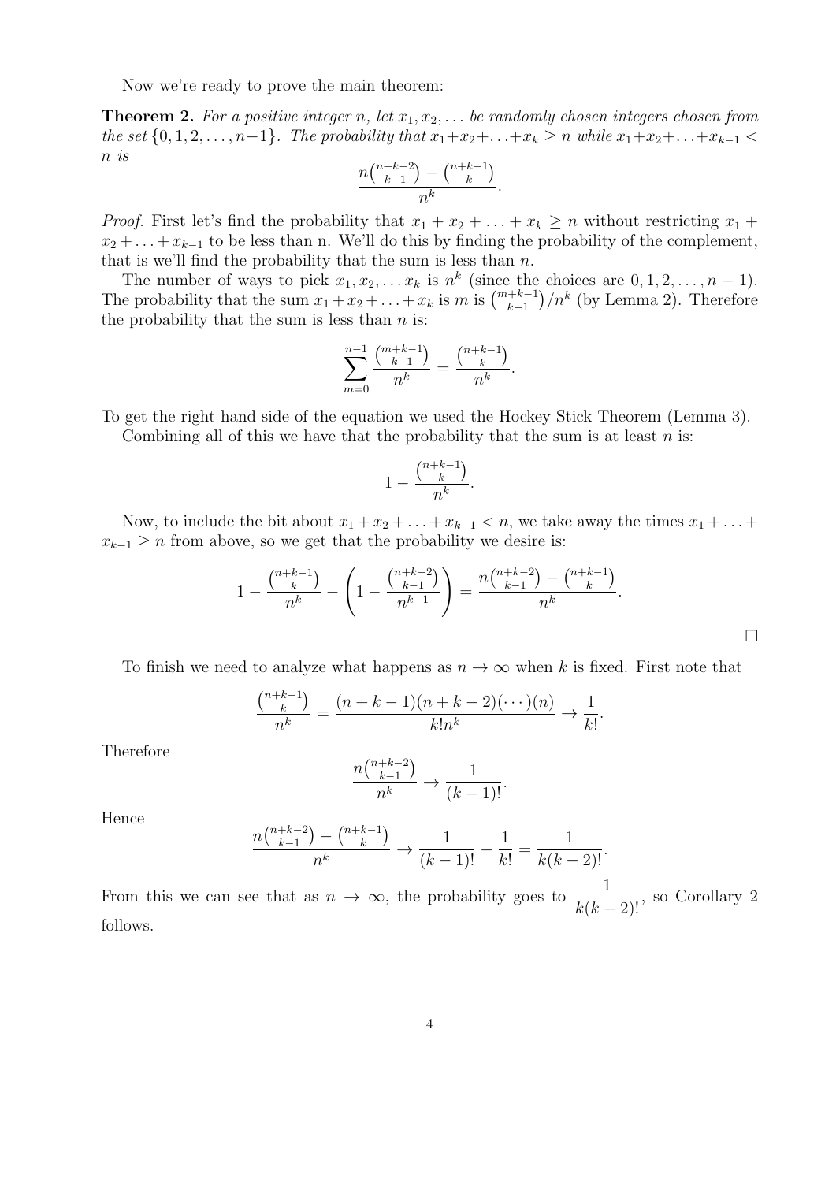Now we're ready to prove the main theorem:

**Theorem 2.** *For a positive integer $n$, let $x_1, x_2, \ldots$ be randomly chosen integers chosen from the set $\{0, 1, 2, \ldots, n-1\}$. The probability that $x_1 + x_2 + \ldots + x_k \geq n$ while $x_1 + x_2 + \ldots + x_{k-1} < n$ is*

$$\frac{n\binom{n+k-2}{k-1} - \binom{n+k-1}{k}}{n^k}.$$

*Proof.* First let's find the probability that $x_1 + x_2 + \ldots + x_k \geq n$ without restricting $x_1 + x_2 + \ldots + x_{k-1}$ to be less than n. We'll do this by finding the probability of the complement, that is we'll find the probability that the sum is less than $n$.

The number of ways to pick $x_1, x_2, \ldots x_k$ is $n^k$ (since the choices are $0, 1, 2, \ldots, n-1$). The probability that the sum $x_1 + x_2 + \ldots + x_k$ is $m$ is $\binom{m+k-1}{k-1}/n^k$ (by Lemma 2). Therefore the probability that the sum is less than $n$ is:

$$\sum_{m=0}^{n-1} \frac{\binom{m+k-1}{k-1}}{n^k} = \frac{\binom{n+k-1}{k}}{n^k}.$$

To get the right hand side of the equation we used the Hockey Stick Theorem (Lemma 3).

Combining all of this we have that the probability that the sum is at least $n$ is:

$$1 - \frac{\binom{n+k-1}{k}}{n^k}.$$

Now, to include the bit about $x_1 + x_2 + \ldots + x_{k-1} < n$, we take away the times $x_1 + \ldots + x_{k-1} \geq n$ from above, so we get that the probability we desire is:

$$1 - \frac{\binom{n+k-1}{k}}{n^k} - \left(1 - \frac{\binom{n+k-2}{k-1}}{n^{k-1}}\right) = \frac{n\binom{n+k-2}{k-1} - \binom{n+k-1}{k}}{n^k}.$$

□

To finish we need to analyze what happens as $n \to \infty$ when $k$ is fixed. First note that

$$\frac{\binom{n+k-1}{k}}{n^k} = \frac{(n+k-1)(n+k-2)(\cdots)(n)}{k!n^k} \to \frac{1}{k!}.$$

Therefore

$$\frac{n\binom{n+k-2}{k-1}}{n^k} \to \frac{1}{(k-1)!}.$$

Hence

$$\frac{n\binom{n+k-2}{k-1} - \binom{n+k-1}{k}}{n^k} \to \frac{1}{(k-1)!} - \frac{1}{k!} = \frac{1}{k(k-2)!}.$$

From this we can see that as $n \to \infty$, the probability goes to $\dfrac{1}{k(k-2)!}$, so Corollary 2 follows.